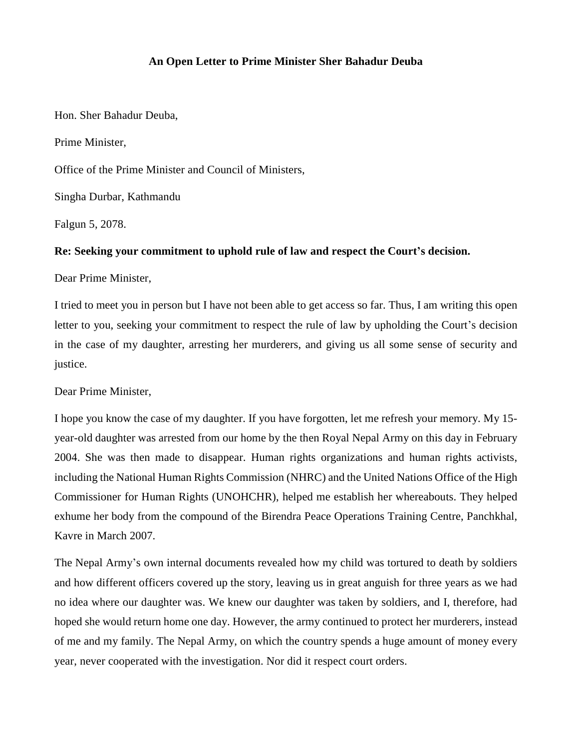**An Open Letter to Prime Minister Sher Bahadur Deuba**

Hon. Sher Bahadur Deuba,

Prime Minister,

Office of the Prime Minister and Council of Ministers,

Singha Durbar, Kathmandu

Falgun 5, 2078.

**Re: Seeking your commitment to uphold rule of law and respect the Court's decision.**

Dear Prime Minister,

I tried to meet you in person but I have not been able to get access so far. Thus, I am writing this open letter to you, seeking your commitment to respect the rule of law by upholding the Court's decision in the case of my daughter, arresting her murderers, and giving us all some sense of security and justice.

Dear Prime Minister,

I hope you know the case of my daughter. If you have forgotten, let me refresh your memory. My 15-year-old daughter was arrested from our home by the then Royal Nepal Army on this day in February 2004. She was then made to disappear. Human rights organizations and human rights activists, including the National Human Rights Commission (NHRC) and the United Nations Office of the High Commissioner for Human Rights (UNOHCHR), helped me establish her whereabouts. They helped exhume her body from the compound of the Birendra Peace Operations Training Centre, Panchkhal, Kavre in March 2007.

The Nepal Army's own internal documents revealed how my child was tortured to death by soldiers and how different officers covered up the story, leaving us in great anguish for three years as we had no idea where our daughter was. We knew our daughter was taken by soldiers, and I, therefore, had hoped she would return home one day. However, the army continued to protect her murderers, instead of me and my family. The Nepal Army, on which the country spends a huge amount of money every year, never cooperated with the investigation. Nor did it respect court orders.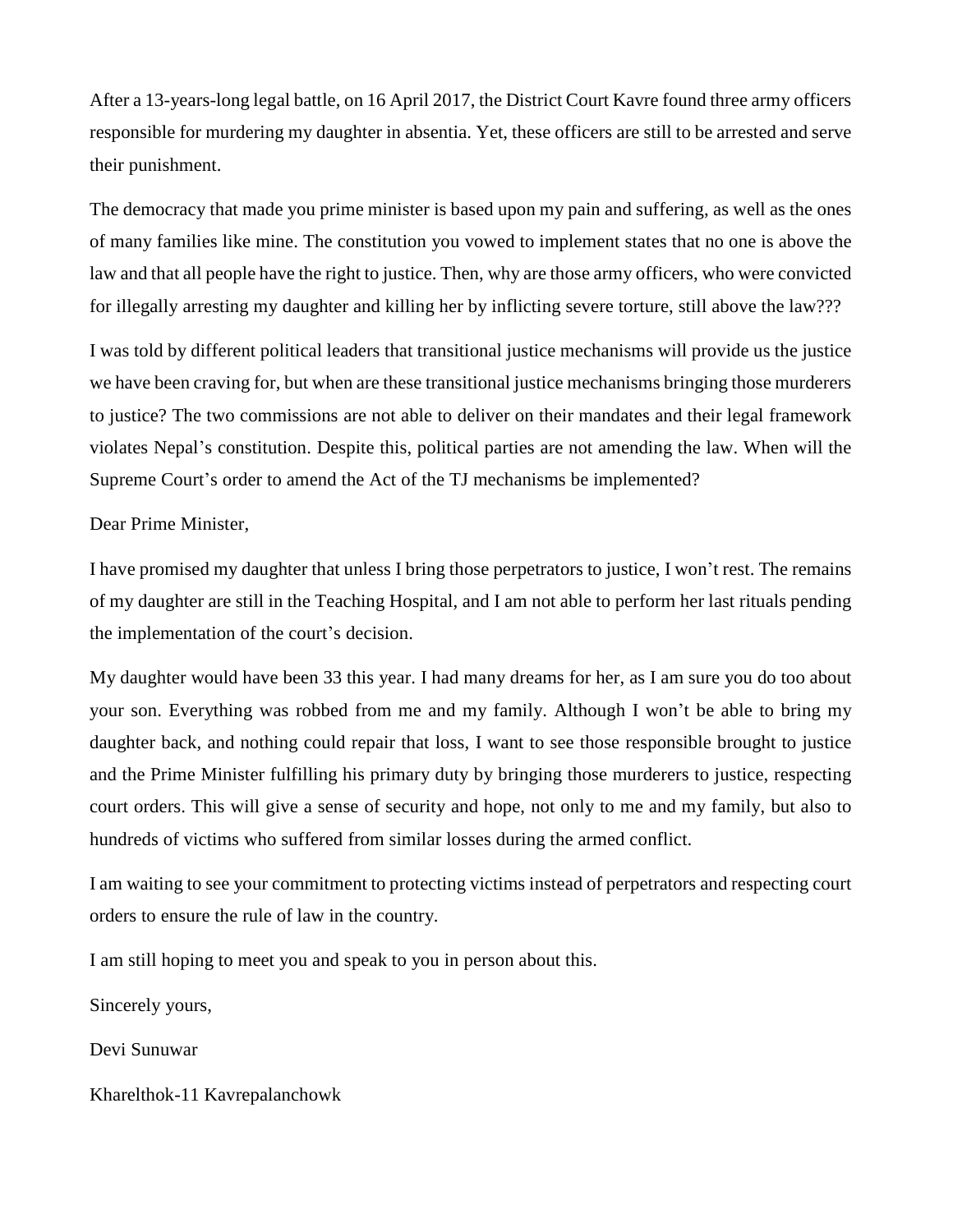After a 13-years-long legal battle, on 16 April 2017, the District Court Kavre found three army officers responsible for murdering my daughter in absentia. Yet, these officers are still to be arrested and serve their punishment.

The democracy that made you prime minister is based upon my pain and suffering, as well as the ones of many families like mine. The constitution you vowed to implement states that no one is above the law and that all people have the right to justice. Then, why are those army officers, who were convicted for illegally arresting my daughter and killing her by inflicting severe torture, still above the law???

I was told by different political leaders that transitional justice mechanisms will provide us the justice we have been craving for, but when are these transitional justice mechanisms bringing those murderers to justice? The two commissions are not able to deliver on their mandates and their legal framework violates Nepal's constitution. Despite this, political parties are not amending the law. When will the Supreme Court's order to amend the Act of the TJ mechanisms be implemented?

Dear Prime Minister,

I have promised my daughter that unless I bring those perpetrators to justice, I won't rest. The remains of my daughter are still in the Teaching Hospital, and I am not able to perform her last rituals pending the implementation of the court's decision.

My daughter would have been 33 this year. I had many dreams for her, as I am sure you do too about your son. Everything was robbed from me and my family. Although I won't be able to bring my daughter back, and nothing could repair that loss, I want to see those responsible brought to justice and the Prime Minister fulfilling his primary duty by bringing those murderers to justice, respecting court orders. This will give a sense of security and hope, not only to me and my family, but also to hundreds of victims who suffered from similar losses during the armed conflict.

I am waiting to see your commitment to protecting victims instead of perpetrators and respecting court orders to ensure the rule of law in the country.

I am still hoping to meet you and speak to you in person about this.

Sincerely yours,

Devi Sunuwar

Kharelthok-11 Kavrepalanchowk